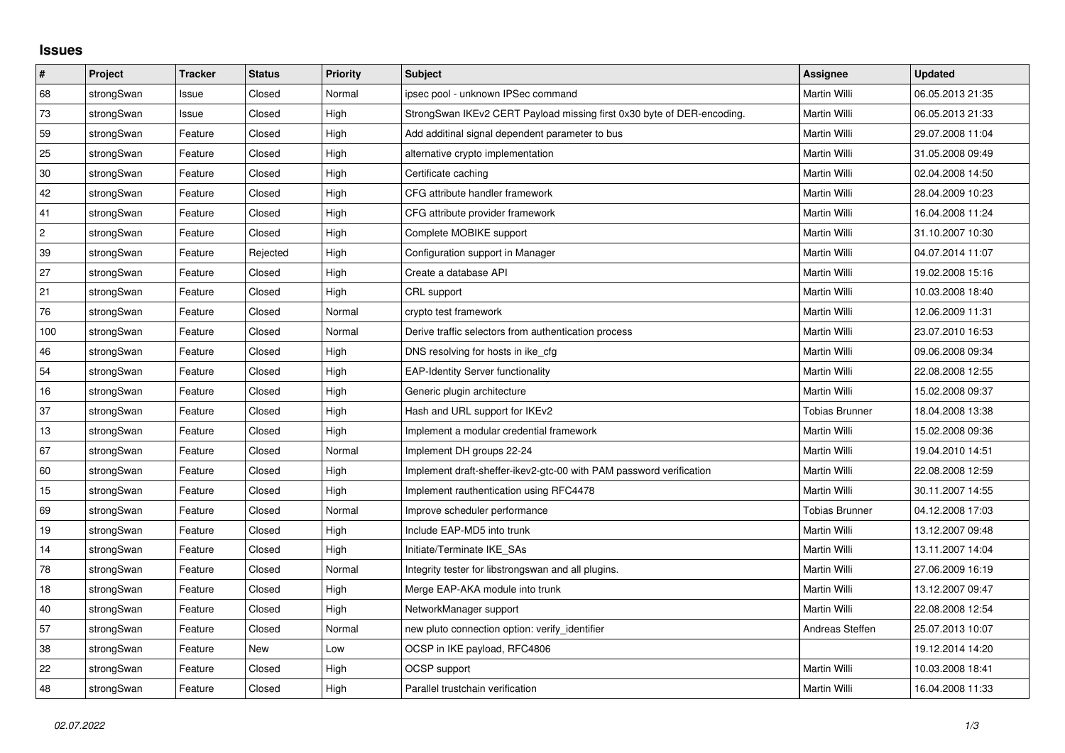# Issues

| # | Project | Tracker | Status | Priority | Subject | Assignee | Updated |
|---|---|---|---|---|---|---|---|
| 68 | strongSwan | Issue | Closed | Normal | ipsec pool - unknown IPSec command | Martin Willi | 06.05.2013 21:35 |
| 73 | strongSwan | Issue | Closed | High | StrongSwan IKEv2 CERT Payload missing first 0x30 byte of DER-encoding. | Martin Willi | 06.05.2013 21:33 |
| 59 | strongSwan | Feature | Closed | High | Add additinal signal dependent parameter to bus | Martin Willi | 29.07.2008 11:04 |
| 25 | strongSwan | Feature | Closed | High | alternative crypto implementation | Martin Willi | 31.05.2008 09:49 |
| 30 | strongSwan | Feature | Closed | High | Certificate caching | Martin Willi | 02.04.2008 14:50 |
| 42 | strongSwan | Feature | Closed | High | CFG attribute handler framework | Martin Willi | 28.04.2009 10:23 |
| 41 | strongSwan | Feature | Closed | High | CFG attribute provider framework | Martin Willi | 16.04.2008 11:24 |
| 2 | strongSwan | Feature | Closed | High | Complete MOBIKE support | Martin Willi | 31.10.2007 10:30 |
| 39 | strongSwan | Feature | Rejected | High | Configuration support in Manager | Martin Willi | 04.07.2014 11:07 |
| 27 | strongSwan | Feature | Closed | High | Create a database API | Martin Willi | 19.02.2008 15:16 |
| 21 | strongSwan | Feature | Closed | High | CRL support | Martin Willi | 10.03.2008 18:40 |
| 76 | strongSwan | Feature | Closed | Normal | crypto test framework | Martin Willi | 12.06.2009 11:31 |
| 100 | strongSwan | Feature | Closed | Normal | Derive traffic selectors from authentication process | Martin Willi | 23.07.2010 16:53 |
| 46 | strongSwan | Feature | Closed | High | DNS resolving for hosts in ike_cfg | Martin Willi | 09.06.2008 09:34 |
| 54 | strongSwan | Feature | Closed | High | EAP-Identity Server functionality | Martin Willi | 22.08.2008 12:55 |
| 16 | strongSwan | Feature | Closed | High | Generic plugin architecture | Martin Willi | 15.02.2008 09:37 |
| 37 | strongSwan | Feature | Closed | High | Hash and URL support for IKEv2 | Tobias Brunner | 18.04.2008 13:38 |
| 13 | strongSwan | Feature | Closed | High | Implement a modular credential framework | Martin Willi | 15.02.2008 09:36 |
| 67 | strongSwan | Feature | Closed | Normal | Implement DH groups 22-24 | Martin Willi | 19.04.2010 14:51 |
| 60 | strongSwan | Feature | Closed | High | Implement draft-sheffer-ikev2-gtc-00 with PAM password verification | Martin Willi | 22.08.2008 12:59 |
| 15 | strongSwan | Feature | Closed | High | Implement rauthentication using RFC4478 | Martin Willi | 30.11.2007 14:55 |
| 69 | strongSwan | Feature | Closed | Normal | Improve scheduler performance | Tobias Brunner | 04.12.2008 17:03 |
| 19 | strongSwan | Feature | Closed | High | Include EAP-MD5 into trunk | Martin Willi | 13.12.2007 09:48 |
| 14 | strongSwan | Feature | Closed | High | Initiate/Terminate IKE_SAs | Martin Willi | 13.11.2007 14:04 |
| 78 | strongSwan | Feature | Closed | Normal | Integrity tester for libstrongswan and all plugins. | Martin Willi | 27.06.2009 16:19 |
| 18 | strongSwan | Feature | Closed | High | Merge EAP-AKA module into trunk | Martin Willi | 13.12.2007 09:47 |
| 40 | strongSwan | Feature | Closed | High | NetworkManager support | Martin Willi | 22.08.2008 12:54 |
| 57 | strongSwan | Feature | Closed | Normal | new pluto connection option: verify_identifier | Andreas Steffen | 25.07.2013 10:07 |
| 38 | strongSwan | Feature | New | Low | OCSP in IKE payload, RFC4806 | | 19.12.2014 14:20 |
| 22 | strongSwan | Feature | Closed | High | OCSP support | Martin Willi | 10.03.2008 18:41 |
| 48 | strongSwan | Feature | Closed | High | Parallel trustchain verification | Martin Willi | 16.04.2008 11:33 |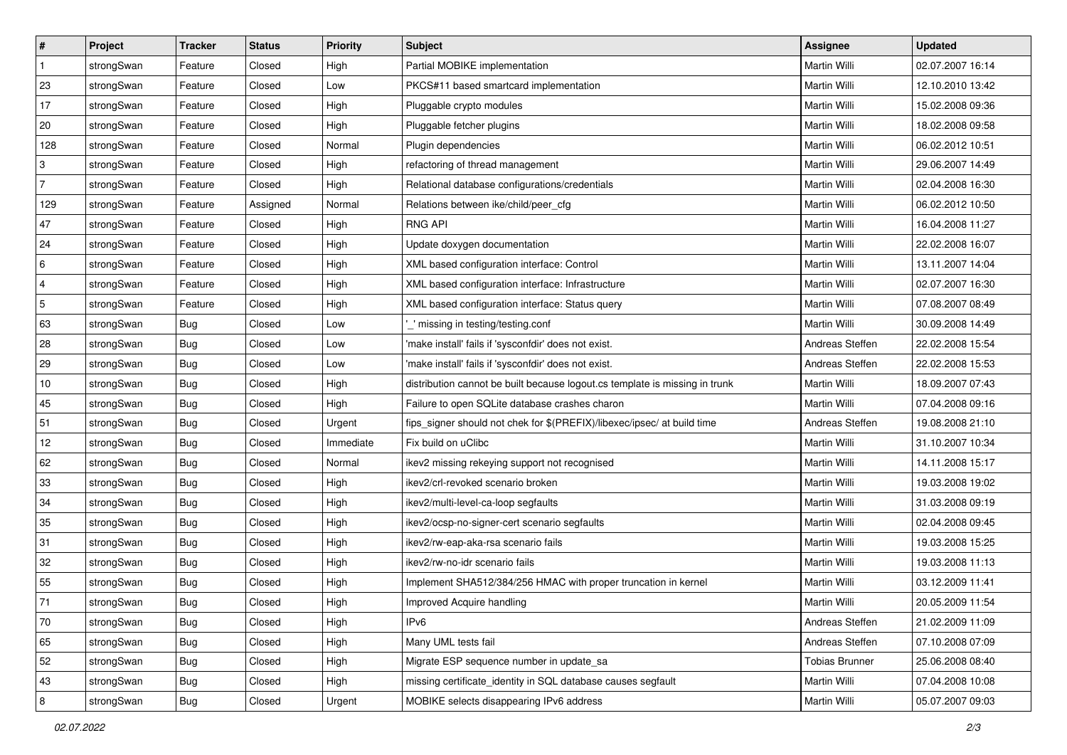| # | Project | Tracker | Status | Priority | Subject | Assignee | Updated |
|---|---|---|---|---|---|---|---|
| 1 | strongSwan | Feature | Closed | High | Partial MOBIKE implementation | Martin Willi | 02.07.2007 16:14 |
| 23 | strongSwan | Feature | Closed | Low | PKCS#11 based smartcard implementation | Martin Willi | 12.10.2010 13:42 |
| 17 | strongSwan | Feature | Closed | High | Pluggable crypto modules | Martin Willi | 15.02.2008 09:36 |
| 20 | strongSwan | Feature | Closed | High | Pluggable fetcher plugins | Martin Willi | 18.02.2008 09:58 |
| 128 | strongSwan | Feature | Closed | Normal | Plugin dependencies | Martin Willi | 06.02.2012 10:51 |
| 3 | strongSwan | Feature | Closed | High | refactoring of thread management | Martin Willi | 29.06.2007 14:49 |
| 7 | strongSwan | Feature | Closed | High | Relational database configurations/credentials | Martin Willi | 02.04.2008 16:30 |
| 129 | strongSwan | Feature | Assigned | Normal | Relations between ike/child/peer_cfg | Martin Willi | 06.02.2012 10:50 |
| 47 | strongSwan | Feature | Closed | High | RNG API | Martin Willi | 16.04.2008 11:27 |
| 24 | strongSwan | Feature | Closed | High | Update doxygen documentation | Martin Willi | 22.02.2008 16:07 |
| 6 | strongSwan | Feature | Closed | High | XML based configuration interface: Control | Martin Willi | 13.11.2007 14:04 |
| 4 | strongSwan | Feature | Closed | High | XML based configuration interface: Infrastructure | Martin Willi | 02.07.2007 16:30 |
| 5 | strongSwan | Feature | Closed | High | XML based configuration interface: Status query | Martin Willi | 07.08.2007 08:49 |
| 63 | strongSwan | Bug | Closed | Low | '_' missing in testing/testing.conf | Martin Willi | 30.09.2008 14:49 |
| 28 | strongSwan | Bug | Closed | Low | 'make install' fails if 'sysconfdir' does not exist. | Andreas Steffen | 22.02.2008 15:54 |
| 29 | strongSwan | Bug | Closed | Low | 'make install' fails if 'sysconfdir' does not exist. | Andreas Steffen | 22.02.2008 15:53 |
| 10 | strongSwan | Bug | Closed | High | distribution cannot be built because logout.cs template is missing in trunk | Martin Willi | 18.09.2007 07:43 |
| 45 | strongSwan | Bug | Closed | High | Failure to open SQLite database crashes charon | Martin Willi | 07.04.2008 09:16 |
| 51 | strongSwan | Bug | Closed | Urgent | fips_signer should not chek for $(PREFIX)/libexec/ipsec/ at build time | Andreas Steffen | 19.08.2008 21:10 |
| 12 | strongSwan | Bug | Closed | Immediate | Fix build on uClibc | Martin Willi | 31.10.2007 10:34 |
| 62 | strongSwan | Bug | Closed | Normal | ikev2 missing rekeying support not recognised | Martin Willi | 14.11.2008 15:17 |
| 33 | strongSwan | Bug | Closed | High | ikev2/crl-revoked scenario broken | Martin Willi | 19.03.2008 19:02 |
| 34 | strongSwan | Bug | Closed | High | ikev2/multi-level-ca-loop segfaults | Martin Willi | 31.03.2008 09:19 |
| 35 | strongSwan | Bug | Closed | High | ikev2/ocsp-no-signer-cert scenario segfaults | Martin Willi | 02.04.2008 09:45 |
| 31 | strongSwan | Bug | Closed | High | ikev2/rw-eap-aka-rsa scenario fails | Martin Willi | 19.03.2008 15:25 |
| 32 | strongSwan | Bug | Closed | High | ikev2/rw-no-idr scenario fails | Martin Willi | 19.03.2008 11:13 |
| 55 | strongSwan | Bug | Closed | High | Implement SHA512/384/256 HMAC with proper truncation in kernel | Martin Willi | 03.12.2009 11:41 |
| 71 | strongSwan | Bug | Closed | High | Improved Acquire handling | Martin Willi | 20.05.2009 11:54 |
| 70 | strongSwan | Bug | Closed | High | IPv6 | Andreas Steffen | 21.02.2009 11:09 |
| 65 | strongSwan | Bug | Closed | High | Many UML tests fail | Andreas Steffen | 07.10.2008 07:09 |
| 52 | strongSwan | Bug | Closed | High | Migrate ESP sequence number in update_sa | Tobias Brunner | 25.06.2008 08:40 |
| 43 | strongSwan | Bug | Closed | High | missing certificate_identity in SQL database causes segfault | Martin Willi | 07.04.2008 10:08 |
| 8 | strongSwan | Bug | Closed | Urgent | MOBIKE selects disappearing IPv6 address | Martin Willi | 05.07.2007 09:03 |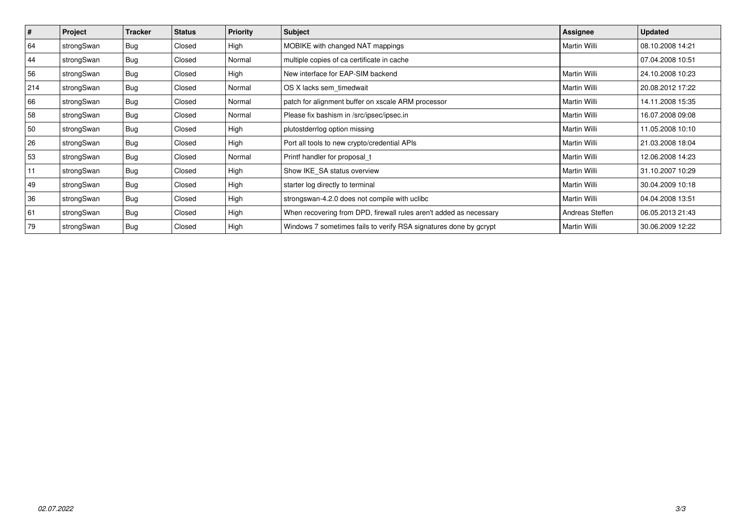| # | Project | Tracker | Status | Priority | Subject | Assignee | Updated |
|---|---|---|---|---|---|---|---|
| 64 | strongSwan | Bug | Closed | High | MOBIKE with changed NAT mappings | Martin Willi | 08.10.2008 14:21 |
| 44 | strongSwan | Bug | Closed | Normal | multiple copies of ca certificate in cache | | 07.04.2008 10:51 |
| 56 | strongSwan | Bug | Closed | High | New interface for EAP-SIM backend | Martin Willi | 24.10.2008 10:23 |
| 214 | strongSwan | Bug | Closed | Normal | OS X lacks sem_timedwait | Martin Willi | 20.08.2012 17:22 |
| 66 | strongSwan | Bug | Closed | Normal | patch for alignment buffer on xscale ARM processor | Martin Willi | 14.11.2008 15:35 |
| 58 | strongSwan | Bug | Closed | Normal | Please fix bashism in /src/ipsec/ipsec.in | Martin Willi | 16.07.2008 09:08 |
| 50 | strongSwan | Bug | Closed | High | plutostderrlog option missing | Martin Willi | 11.05.2008 10:10 |
| 26 | strongSwan | Bug | Closed | High | Port all tools to new crypto/credential APIs | Martin Willi | 21.03.2008 18:04 |
| 53 | strongSwan | Bug | Closed | Normal | Printf handler for proposal_t | Martin Willi | 12.06.2008 14:23 |
| 11 | strongSwan | Bug | Closed | High | Show IKE_SA status overview | Martin Willi | 31.10.2007 10:29 |
| 49 | strongSwan | Bug | Closed | High | starter log directly to terminal | Martin Willi | 30.04.2009 10:18 |
| 36 | strongSwan | Bug | Closed | High | strongswan-4.2.0 does not compile with uclibc | Martin Willi | 04.04.2008 13:51 |
| 61 | strongSwan | Bug | Closed | High | When recovering from DPD, firewall rules aren't added as necessary | Andreas Steffen | 06.05.2013 21:43 |
| 79 | strongSwan | Bug | Closed | High | Windows 7 sometimes fails to verify RSA signatures done by gcrypt | Martin Willi | 30.06.2009 12:22 |